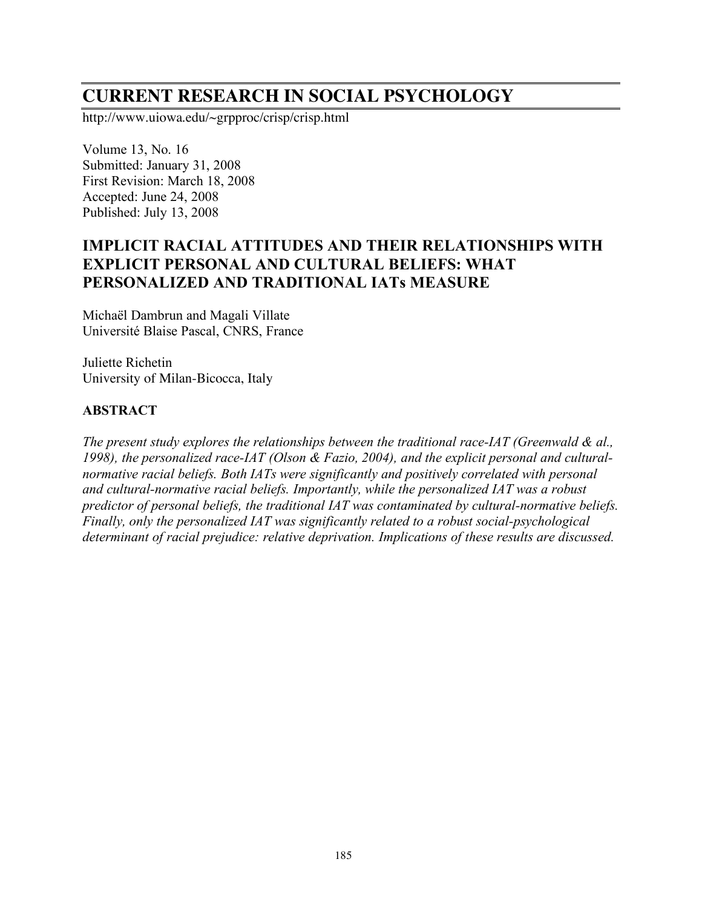# CURRENT RESEARCH IN SOCIAL PSYCHOLOGY

http://www.uiowa.edu/~grpproc/crisp/crisp.html

Volume 13, No. 16
Submitted: January 31, 2008
First Revision: March 18, 2008
Accepted: June 24, 2008
Published: July 13, 2008

## IMPLICIT RACIAL ATTITUDES AND THEIR RELATIONSHIPS WITH EXPLICIT PERSONAL AND CULTURAL BELIEFS: WHAT PERSONALIZED AND TRADITIONAL IATs MEASURE

Michaël Dambrun and Magali Villate
Université Blaise Pascal, CNRS, France

Juliette Richetin
University of Milan-Bicocca, Italy

### ABSTRACT

*The present study explores the relationships between the traditional race-IAT (Greenwald & al., 1998), the personalized race-IAT (Olson & Fazio, 2004), and the explicit personal and cultural-normative racial beliefs. Both IATs were significantly and positively correlated with personal and cultural-normative racial beliefs. Importantly, while the personalized IAT was a robust predictor of personal beliefs, the traditional IAT was contaminated by cultural-normative beliefs. Finally, only the personalized IAT was significantly related to a robust social-psychological determinant of racial prejudice: relative deprivation. Implications of these results are discussed.*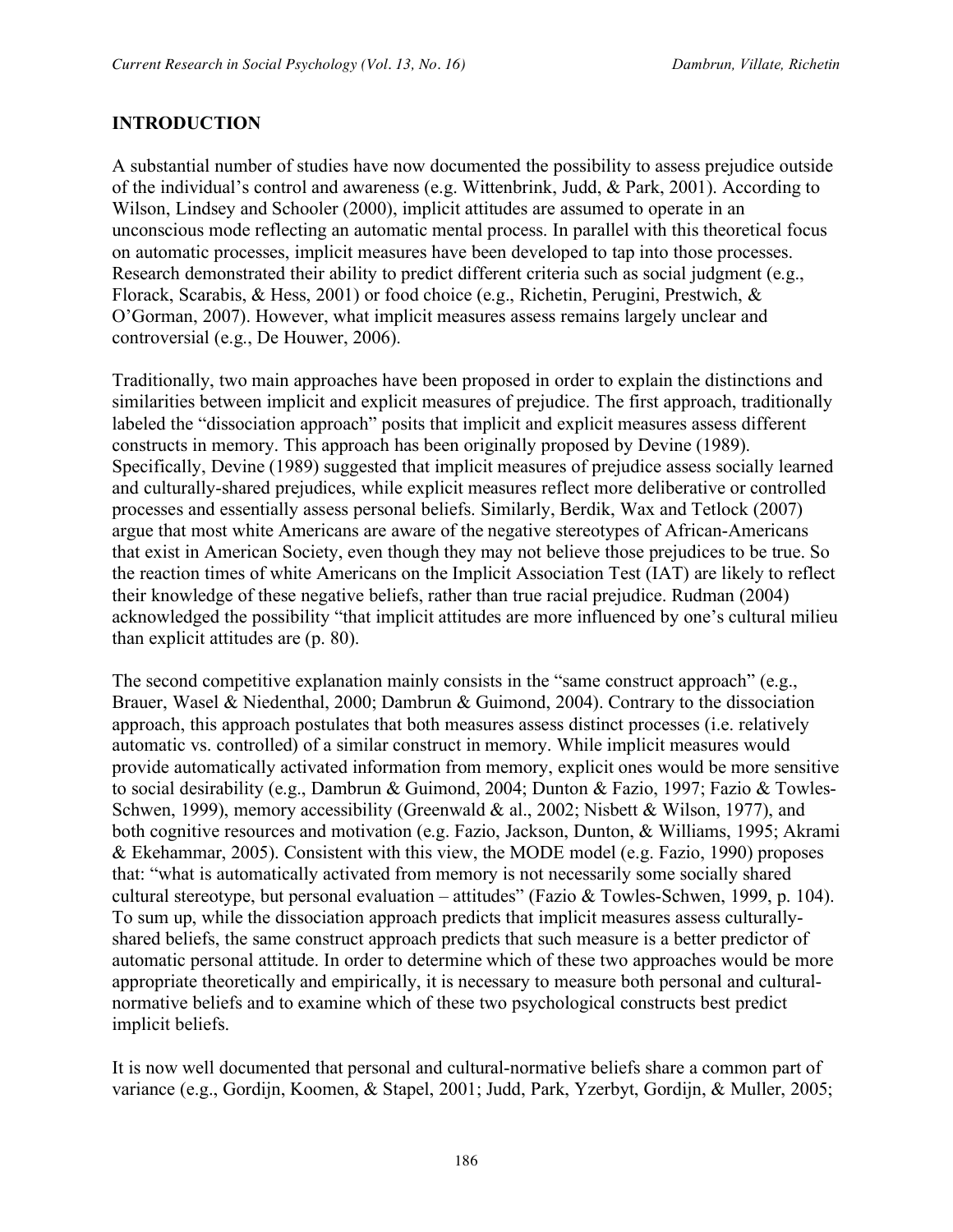## INTRODUCTION

A substantial number of studies have now documented the possibility to assess prejudice outside of the individual's control and awareness (e.g. Wittenbrink, Judd, & Park, 2001). According to Wilson, Lindsey and Schooler (2000), implicit attitudes are assumed to operate in an unconscious mode reflecting an automatic mental process. In parallel with this theoretical focus on automatic processes, implicit measures have been developed to tap into those processes. Research demonstrated their ability to predict different criteria such as social judgment (e.g., Florack, Scarabis, & Hess, 2001) or food choice (e.g., Richetin, Perugini, Prestwich, & O'Gorman, 2007). However, what implicit measures assess remains largely unclear and controversial (e.g., De Houwer, 2006).

Traditionally, two main approaches have been proposed in order to explain the distinctions and similarities between implicit and explicit measures of prejudice. The first approach, traditionally labeled the "dissociation approach" posits that implicit and explicit measures assess different constructs in memory. This approach has been originally proposed by Devine (1989). Specifically, Devine (1989) suggested that implicit measures of prejudice assess socially learned and culturally-shared prejudices, while explicit measures reflect more deliberative or controlled processes and essentially assess personal beliefs. Similarly, Berdik, Wax and Tetlock (2007) argue that most white Americans are aware of the negative stereotypes of African-Americans that exist in American Society, even though they may not believe those prejudices to be true. So the reaction times of white Americans on the Implicit Association Test (IAT) are likely to reflect their knowledge of these negative beliefs, rather than true racial prejudice. Rudman (2004) acknowledged the possibility "that implicit attitudes are more influenced by one's cultural milieu than explicit attitudes are (p. 80).

The second competitive explanation mainly consists in the "same construct approach" (e.g., Brauer, Wasel & Niedenthal, 2000; Dambrun & Guimond, 2004). Contrary to the dissociation approach, this approach postulates that both measures assess distinct processes (i.e. relatively automatic vs. controlled) of a similar construct in memory. While implicit measures would provide automatically activated information from memory, explicit ones would be more sensitive to social desirability (e.g., Dambrun & Guimond, 2004; Dunton & Fazio, 1997; Fazio & Towles-Schwen, 1999), memory accessibility (Greenwald & al., 2002; Nisbett & Wilson, 1977), and both cognitive resources and motivation (e.g. Fazio, Jackson, Dunton, & Williams, 1995; Akrami & Ekehammar, 2005). Consistent with this view, the MODE model (e.g. Fazio, 1990) proposes that: "what is automatically activated from memory is not necessarily some socially shared cultural stereotype, but personal evaluation – attitudes" (Fazio & Towles-Schwen, 1999, p. 104). To sum up, while the dissociation approach predicts that implicit measures assess culturally-shared beliefs, the same construct approach predicts that such measure is a better predictor of automatic personal attitude. In order to determine which of these two approaches would be more appropriate theoretically and empirically, it is necessary to measure both personal and cultural-normative beliefs and to examine which of these two psychological constructs best predict implicit beliefs.

It is now well documented that personal and cultural-normative beliefs share a common part of variance (e.g., Gordijn, Koomen, & Stapel, 2001; Judd, Park, Yzerbyt, Gordijn, & Muller, 2005;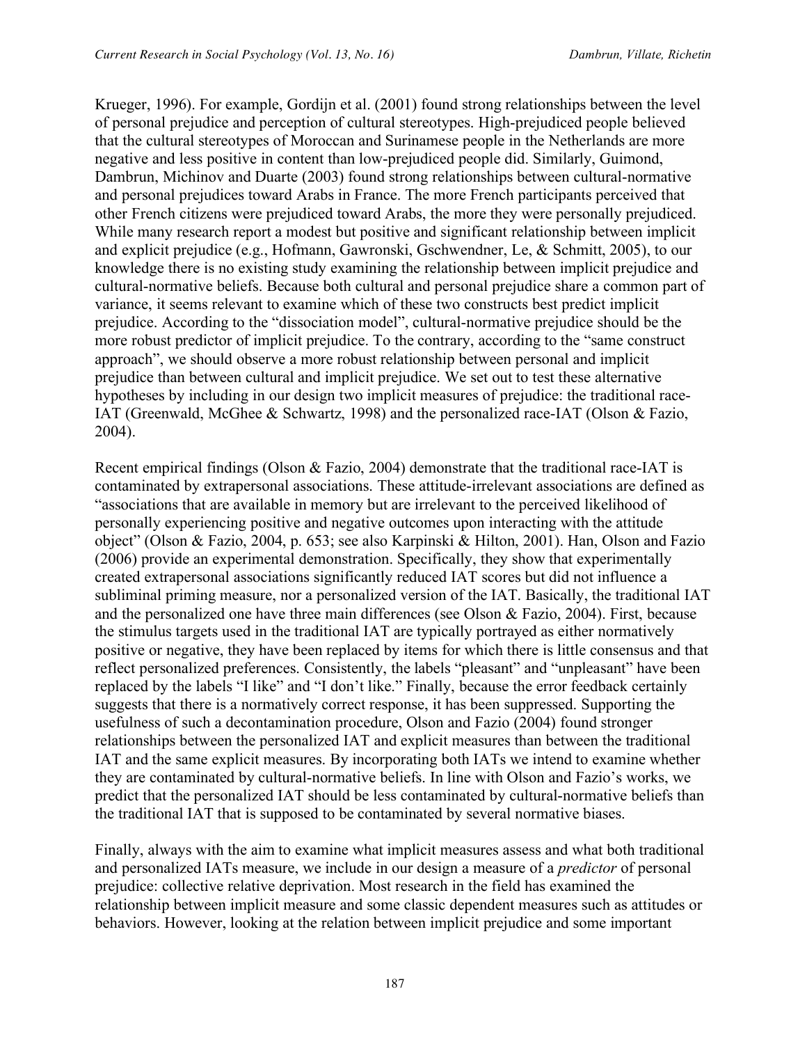Krueger, 1996). For example, Gordijn et al. (2001) found strong relationships between the level of personal prejudice and perception of cultural stereotypes. High-prejudiced people believed that the cultural stereotypes of Moroccan and Surinamese people in the Netherlands are more negative and less positive in content than low-prejudiced people did. Similarly, Guimond, Dambrun, Michinov and Duarte (2003) found strong relationships between cultural-normative and personal prejudices toward Arabs in France. The more French participants perceived that other French citizens were prejudiced toward Arabs, the more they were personally prejudiced. While many research report a modest but positive and significant relationship between implicit and explicit prejudice (e.g., Hofmann, Gawronski, Gschwendner, Le, & Schmitt, 2005), to our knowledge there is no existing study examining the relationship between implicit prejudice and cultural-normative beliefs. Because both cultural and personal prejudice share a common part of variance, it seems relevant to examine which of these two constructs best predict implicit prejudice. According to the "dissociation model", cultural-normative prejudice should be the more robust predictor of implicit prejudice. To the contrary, according to the "same construct approach", we should observe a more robust relationship between personal and implicit prejudice than between cultural and implicit prejudice. We set out to test these alternative hypotheses by including in our design two implicit measures of prejudice: the traditional race-IAT (Greenwald, McGhee & Schwartz, 1998) and the personalized race-IAT (Olson & Fazio, 2004).

Recent empirical findings (Olson & Fazio, 2004) demonstrate that the traditional race-IAT is contaminated by extrapersonal associations. These attitude-irrelevant associations are defined as "associations that are available in memory but are irrelevant to the perceived likelihood of personally experiencing positive and negative outcomes upon interacting with the attitude object" (Olson & Fazio, 2004, p. 653; see also Karpinski & Hilton, 2001). Han, Olson and Fazio (2006) provide an experimental demonstration. Specifically, they show that experimentally created extrapersonal associations significantly reduced IAT scores but did not influence a subliminal priming measure, nor a personalized version of the IAT. Basically, the traditional IAT and the personalized one have three main differences (see Olson & Fazio, 2004). First, because the stimulus targets used in the traditional IAT are typically portrayed as either normatively positive or negative, they have been replaced by items for which there is little consensus and that reflect personalized preferences. Consistently, the labels "pleasant" and "unpleasant" have been replaced by the labels "I like" and "I don't like." Finally, because the error feedback certainly suggests that there is a normatively correct response, it has been suppressed. Supporting the usefulness of such a decontamination procedure, Olson and Fazio (2004) found stronger relationships between the personalized IAT and explicit measures than between the traditional IAT and the same explicit measures. By incorporating both IATs we intend to examine whether they are contaminated by cultural-normative beliefs. In line with Olson and Fazio's works, we predict that the personalized IAT should be less contaminated by cultural-normative beliefs than the traditional IAT that is supposed to be contaminated by several normative biases.

Finally, always with the aim to examine what implicit measures assess and what both traditional and personalized IATs measure, we include in our design a measure of a *predictor* of personal prejudice: collective relative deprivation. Most research in the field has examined the relationship between implicit measure and some classic dependent measures such as attitudes or behaviors. However, looking at the relation between implicit prejudice and some important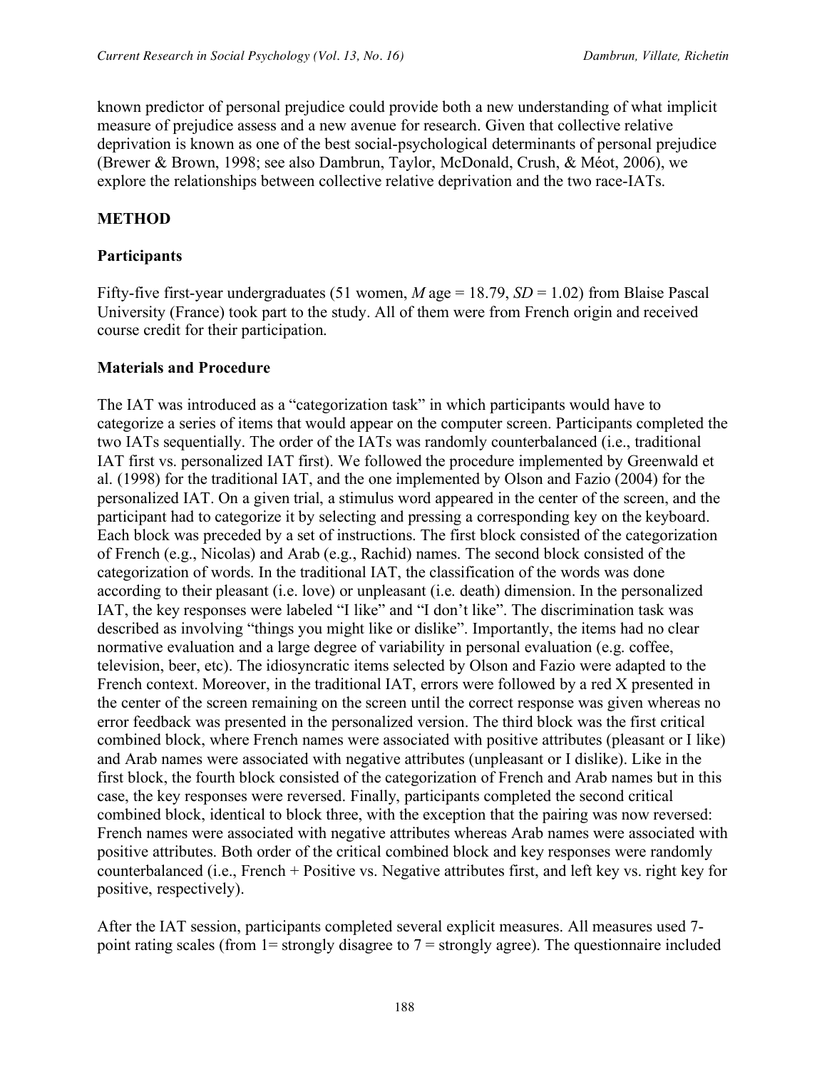known predictor of personal prejudice could provide both a new understanding of what implicit measure of prejudice assess and a new avenue for research. Given that collective relative deprivation is known as one of the best social-psychological determinants of personal prejudice (Brewer & Brown, 1998; see also Dambrun, Taylor, McDonald, Crush, & Méot, 2006), we explore the relationships between collective relative deprivation and the two race-IATs.

## METHOD

### Participants

Fifty-five first-year undergraduates (51 women, *M* age = 18.79, *SD* = 1.02) from Blaise Pascal University (France) took part to the study. All of them were from French origin and received course credit for their participation.

### Materials and Procedure

The IAT was introduced as a "categorization task" in which participants would have to categorize a series of items that would appear on the computer screen. Participants completed the two IATs sequentially. The order of the IATs was randomly counterbalanced (i.e., traditional IAT first vs. personalized IAT first). We followed the procedure implemented by Greenwald et al. (1998) for the traditional IAT, and the one implemented by Olson and Fazio (2004) for the personalized IAT. On a given trial, a stimulus word appeared in the center of the screen, and the participant had to categorize it by selecting and pressing a corresponding key on the keyboard. Each block was preceded by a set of instructions. The first block consisted of the categorization of French (e.g., Nicolas) and Arab (e.g., Rachid) names. The second block consisted of the categorization of words. In the traditional IAT, the classification of the words was done according to their pleasant (i.e. love) or unpleasant (i.e. death) dimension. In the personalized IAT, the key responses were labeled "I like" and "I don't like". The discrimination task was described as involving "things you might like or dislike". Importantly, the items had no clear normative evaluation and a large degree of variability in personal evaluation (e.g. coffee, television, beer, etc). The idiosyncratic items selected by Olson and Fazio were adapted to the French context. Moreover, in the traditional IAT, errors were followed by a red X presented in the center of the screen remaining on the screen until the correct response was given whereas no error feedback was presented in the personalized version. The third block was the first critical combined block, where French names were associated with positive attributes (pleasant or I like) and Arab names were associated with negative attributes (unpleasant or I dislike). Like in the first block, the fourth block consisted of the categorization of French and Arab names but in this case, the key responses were reversed. Finally, participants completed the second critical combined block, identical to block three, with the exception that the pairing was now reversed: French names were associated with negative attributes whereas Arab names were associated with positive attributes. Both order of the critical combined block and key responses were randomly counterbalanced (i.e., French + Positive vs. Negative attributes first, and left key vs. right key for positive, respectively).

After the IAT session, participants completed several explicit measures. All measures used 7-point rating scales (from 1= strongly disagree to 7 = strongly agree). The questionnaire included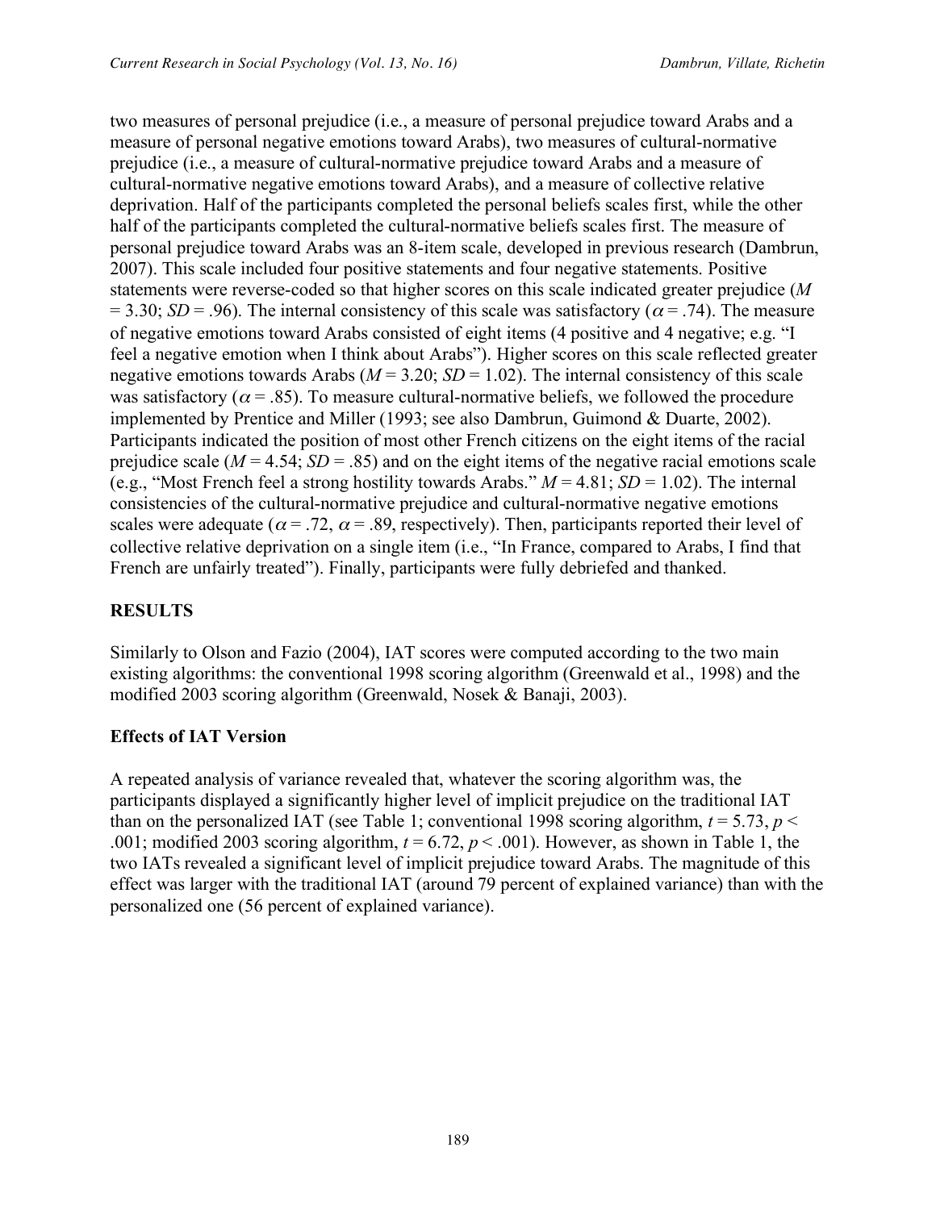two measures of personal prejudice (i.e., a measure of personal prejudice toward Arabs and a measure of personal negative emotions toward Arabs), two measures of cultural-normative prejudice (i.e., a measure of cultural-normative prejudice toward Arabs and a measure of cultural-normative negative emotions toward Arabs), and a measure of collective relative deprivation. Half of the participants completed the personal beliefs scales first, while the other half of the participants completed the cultural-normative beliefs scales first. The measure of personal prejudice toward Arabs was an 8-item scale, developed in previous research (Dambrun, 2007). This scale included four positive statements and four negative statements. Positive statements were reverse-coded so that higher scores on this scale indicated greater prejudice ($M = 3.30$; $SD = .96$). The internal consistency of this scale was satisfactory ($\alpha = .74$). The measure of negative emotions toward Arabs consisted of eight items (4 positive and 4 negative; e.g. "I feel a negative emotion when I think about Arabs"). Higher scores on this scale reflected greater negative emotions towards Arabs ($M = 3.20$; $SD = 1.02$). The internal consistency of this scale was satisfactory ($\alpha = .85$). To measure cultural-normative beliefs, we followed the procedure implemented by Prentice and Miller (1993; see also Dambrun, Guimond & Duarte, 2002). Participants indicated the position of most other French citizens on the eight items of the racial prejudice scale ($M = 4.54$; $SD = .85$) and on the eight items of the negative racial emotions scale (e.g., "Most French feel a strong hostility towards Arabs." $M = 4.81$; $SD = 1.02$). The internal consistencies of the cultural-normative prejudice and cultural-normative negative emotions scales were adequate ($\alpha = .72$, $\alpha = .89$, respectively). Then, participants reported their level of collective relative deprivation on a single item (i.e., "In France, compared to Arabs, I find that French are unfairly treated"). Finally, participants were fully debriefed and thanked.

## RESULTS

Similarly to Olson and Fazio (2004), IAT scores were computed according to the two main existing algorithms: the conventional 1998 scoring algorithm (Greenwald et al., 1998) and the modified 2003 scoring algorithm (Greenwald, Nosek & Banaji, 2003).

### Effects of IAT Version

A repeated analysis of variance revealed that, whatever the scoring algorithm was, the participants displayed a significantly higher level of implicit prejudice on the traditional IAT than on the personalized IAT (see Table 1; conventional 1998 scoring algorithm, $t = 5.73$, $p < .001$; modified 2003 scoring algorithm, $t = 6.72$, $p < .001$). However, as shown in Table 1, the two IATs revealed a significant level of implicit prejudice toward Arabs. The magnitude of this effect was larger with the traditional IAT (around 79 percent of explained variance) than with the personalized one (56 percent of explained variance).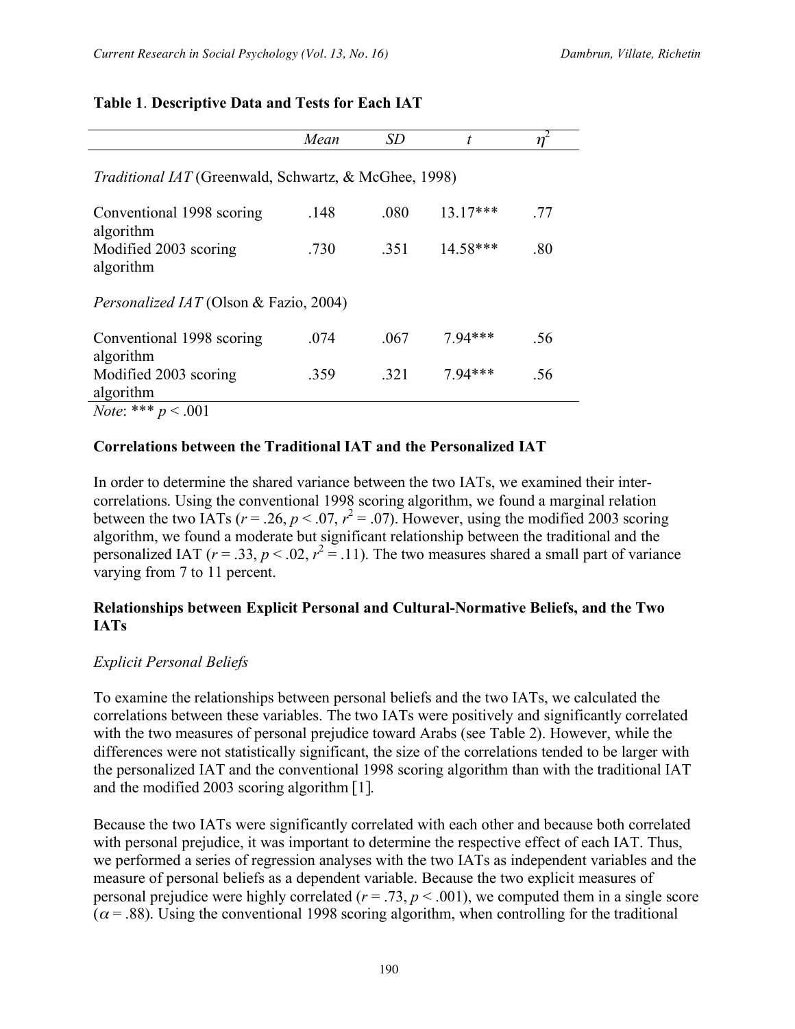**Table 1**. **Descriptive Data and Tests for Each IAT**

| | *Mean* | *SD* | *t* | $\eta^2$ |
|---|---|---|---|---|
| *Traditional IAT* (Greenwald, Schwartz, & McGhee, 1998) | | | | |
| Conventional 1998 scoring algorithm | .148 | .080 | 13.17*** | .77 |
| Modified 2003 scoring algorithm | .730 | .351 | 14.58*** | .80 |
| *Personalized IAT* (Olson & Fazio, 2004) | | | | |
| Conventional 1998 scoring algorithm | .074 | .067 | 7.94*** | .56 |
| Modified 2003 scoring algorithm | .359 | .321 | 7.94*** | .56 |

*Note*: *** $p < .001$

### Correlations between the Traditional IAT and the Personalized IAT

In order to determine the shared variance between the two IATs, we examined their inter-correlations. Using the conventional 1998 scoring algorithm, we found a marginal relation between the two IATs ($r = .26$, $p < .07$, $r^2 = .07$). However, using the modified 2003 scoring algorithm, we found a moderate but significant relationship between the traditional and the personalized IAT ($r = .33$, $p < .02$, $r^2 = .11$). The two measures shared a small part of variance varying from 7 to 11 percent.

### Relationships between Explicit Personal and Cultural-Normative Beliefs, and the Two IATs

#### *Explicit Personal Beliefs*

To examine the relationships between personal beliefs and the two IATs, we calculated the correlations between these variables. The two IATs were positively and significantly correlated with the two measures of personal prejudice toward Arabs (see Table 2). However, while the differences were not statistically significant, the size of the correlations tended to be larger with the personalized IAT and the conventional 1998 scoring algorithm than with the traditional IAT and the modified 2003 scoring algorithm [1].

Because the two IATs were significantly correlated with each other and because both correlated with personal prejudice, it was important to determine the respective effect of each IAT. Thus, we performed a series of regression analyses with the two IATs as independent variables and the measure of personal beliefs as a dependent variable. Because the two explicit measures of personal prejudice were highly correlated ($r = .73$, $p < .001$), we computed them in a single score ($\alpha = .88$). Using the conventional 1998 scoring algorithm, when controlling for the traditional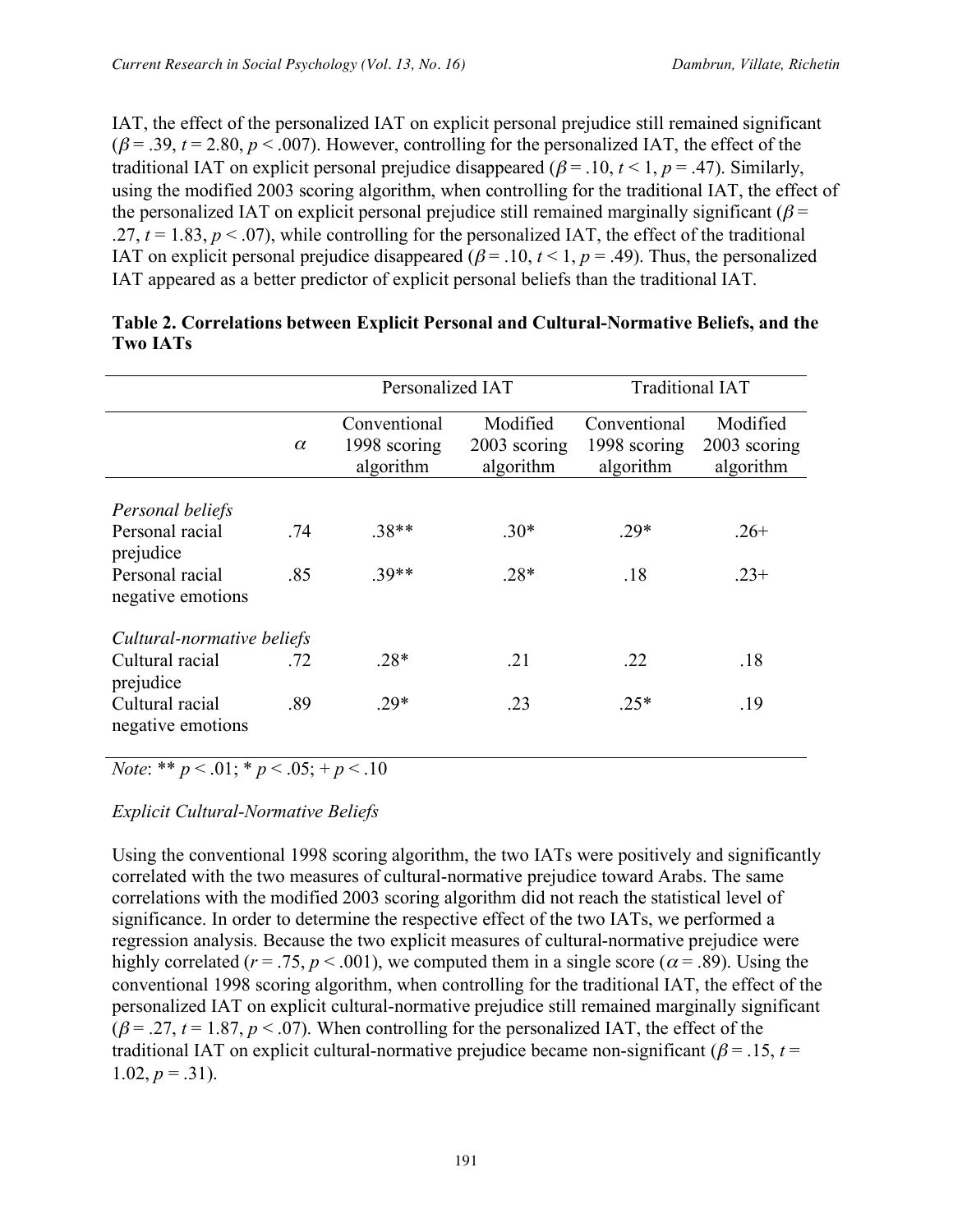IAT, the effect of the personalized IAT on explicit personal prejudice still remained significant ($\beta = .39$, $t = 2.80$, $p < .007$). However, controlling for the personalized IAT, the effect of the traditional IAT on explicit personal prejudice disappeared ($\beta = .10$, $t < 1$, $p = .47$). Similarly, using the modified 2003 scoring algorithm, when controlling for the traditional IAT, the effect of the personalized IAT on explicit personal prejudice still remained marginally significant ($\beta = .27$, $t = 1.83$, $p < .07$), while controlling for the personalized IAT, the effect of the traditional IAT on explicit personal prejudice disappeared ($\beta = .10$, $t < 1$, $p = .49$). Thus, the personalized IAT appeared as a better predictor of explicit personal beliefs than the traditional IAT.

**Table 2. Correlations between Explicit Personal and Cultural-Normative Beliefs, and the Two IATs**

| | | Personalized IAT | | Traditional IAT | |
|---|---|---|---|---|---|
| | $\alpha$ | Conventional 1998 scoring algorithm | Modified 2003 scoring algorithm | Conventional 1998 scoring algorithm | Modified 2003 scoring algorithm |
| *Personal beliefs* | | | | | |
| Personal racial prejudice | .74 | .38** | .30* | .29* | .26+ |
| Personal racial negative emotions | .85 | .39** | .28* | .18 | .23+ |
| *Cultural-normative beliefs* | | | | | |
| Cultural racial prejudice | .72 | .28* | .21 | .22 | .18 |
| Cultural racial negative emotions | .89 | .29* | .23 | .25* | .19 |

*Note*: ** $p < .01$; * $p < .05$; + $p < .10$

*Explicit Cultural-Normative Beliefs*

Using the conventional 1998 scoring algorithm, the two IATs were positively and significantly correlated with the two measures of cultural-normative prejudice toward Arabs. The same correlations with the modified 2003 scoring algorithm did not reach the statistical level of significance. In order to determine the respective effect of the two IATs, we performed a regression analysis. Because the two explicit measures of cultural-normative prejudice were highly correlated ($r = .75$, $p < .001$), we computed them in a single score ($\alpha = .89$). Using the conventional 1998 scoring algorithm, when controlling for the traditional IAT, the effect of the personalized IAT on explicit cultural-normative prejudice still remained marginally significant ($\beta = .27$, $t = 1.87$, $p < .07$). When controlling for the personalized IAT, the effect of the traditional IAT on explicit cultural-normative prejudice became non-significant ($\beta = .15$, $t = 1.02$, $p = .31$).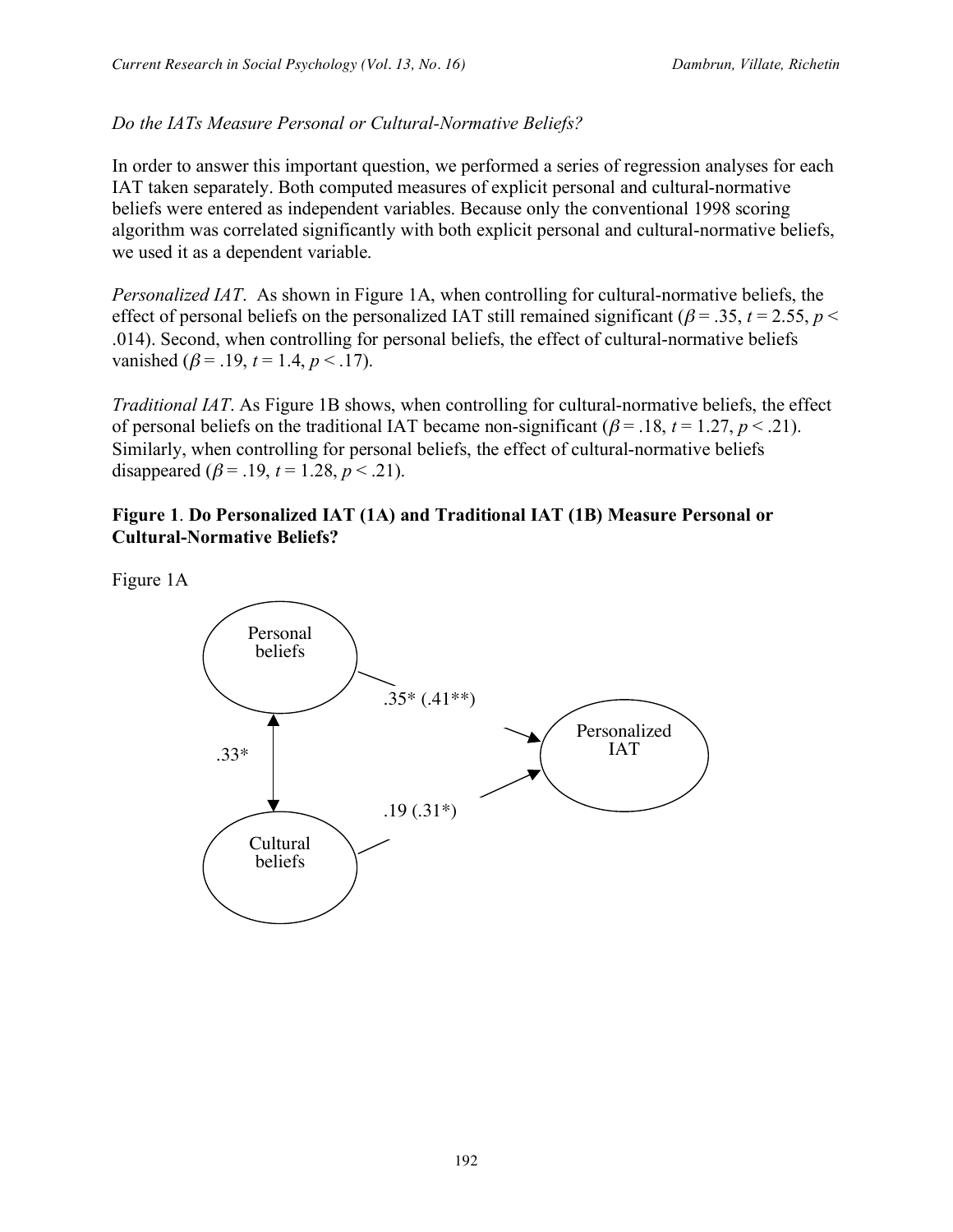*Do the IATs Measure Personal or Cultural-Normative Beliefs?*

In order to answer this important question, we performed a series of regression analyses for each IAT taken separately. Both computed measures of explicit personal and cultural-normative beliefs were entered as independent variables. Because only the conventional 1998 scoring algorithm was correlated significantly with both explicit personal and cultural-normative beliefs, we used it as a dependent variable.

*Personalized IAT*. As shown in Figure 1A, when controlling for cultural-normative beliefs, the effect of personal beliefs on the personalized IAT still remained significant ($\beta = .35$, $t = 2.55$, $p < .014$). Second, when controlling for personal beliefs, the effect of cultural-normative beliefs vanished ($\beta = .19$, $t = 1.4$, $p < .17$).

*Traditional IAT*. As Figure 1B shows, when controlling for cultural-normative beliefs, the effect of personal beliefs on the traditional IAT became non-significant ($\beta = .18$, $t = 1.27$, $p < .21$). Similarly, when controlling for personal beliefs, the effect of cultural-normative beliefs disappeared ($\beta = .19$, $t = 1.28$, $p < .21$).

**Figure 1**. **Do Personalized IAT (1A) and Traditional IAT (1B) Measure Personal or Cultural-Normative Beliefs?**

Figure 1A

Personal beliefs

.35* (.41**)

Personalized IAT

.33*

.19 (.31*)

Cultural beliefs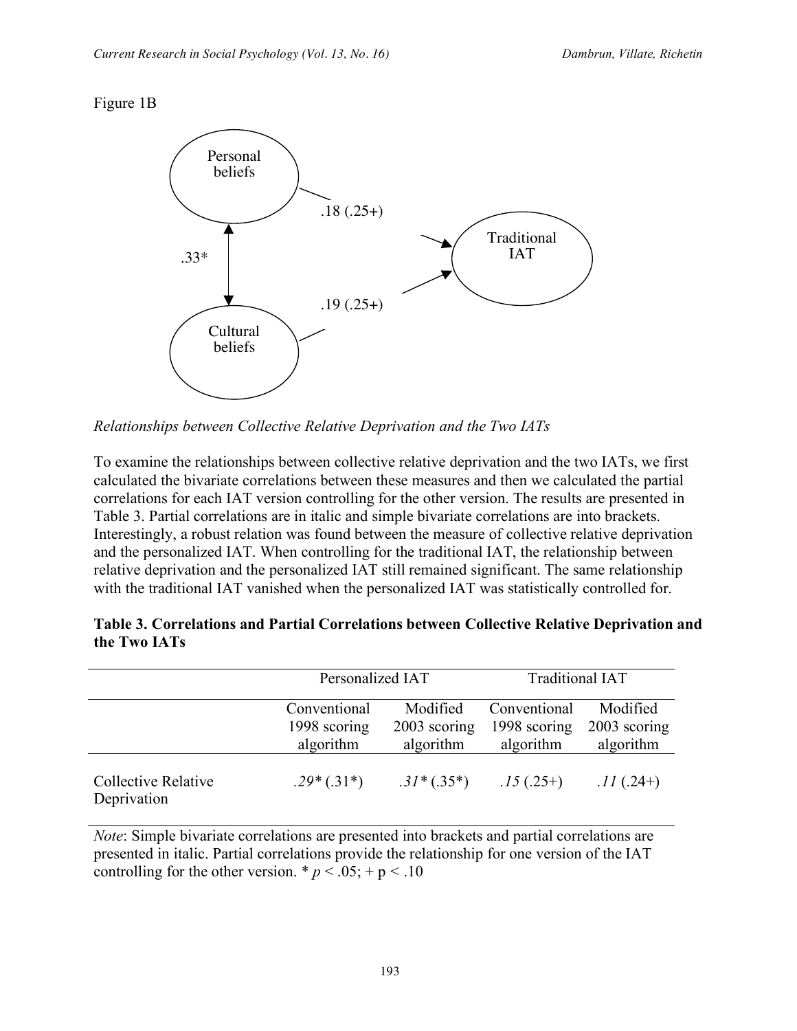Figure 1B

Personal beliefs

.18 (.25+)

Traditional IAT

.33*

.19 (.25+)

Cultural beliefs

*Relationships between Collective Relative Deprivation and the Two IATs*

To examine the relationships between collective relative deprivation and the two IATs, we first calculated the bivariate correlations between these measures and then we calculated the partial correlations for each IAT version controlling for the other version. The results are presented in Table 3. Partial correlations are in italic and simple bivariate correlations are into brackets. Interestingly, a robust relation was found between the measure of collective relative deprivation and the personalized IAT. When controlling for the traditional IAT, the relationship between relative deprivation and the personalized IAT still remained significant. The same relationship with the traditional IAT vanished when the personalized IAT was statistically controlled for.

**Table 3. Correlations and Partial Correlations between Collective Relative Deprivation and the Two IATs**

| | Personalized IAT | | Traditional IAT | |
|---|---|---|---|---|
| | Conventional 1998 scoring algorithm | Modified 2003 scoring algorithm | Conventional 1998 scoring algorithm | Modified 2003 scoring algorithm |
| Collective Relative Deprivation | *.29** (.31*) | *.31** (.35*) | *.15* (.25+) | *.11* (.24+) |

*Note*: Simple bivariate correlations are presented into brackets and partial correlations are presented in italic. Partial correlations provide the relationship for one version of the IAT controlling for the other version. * $p < .05$; + $p < .10$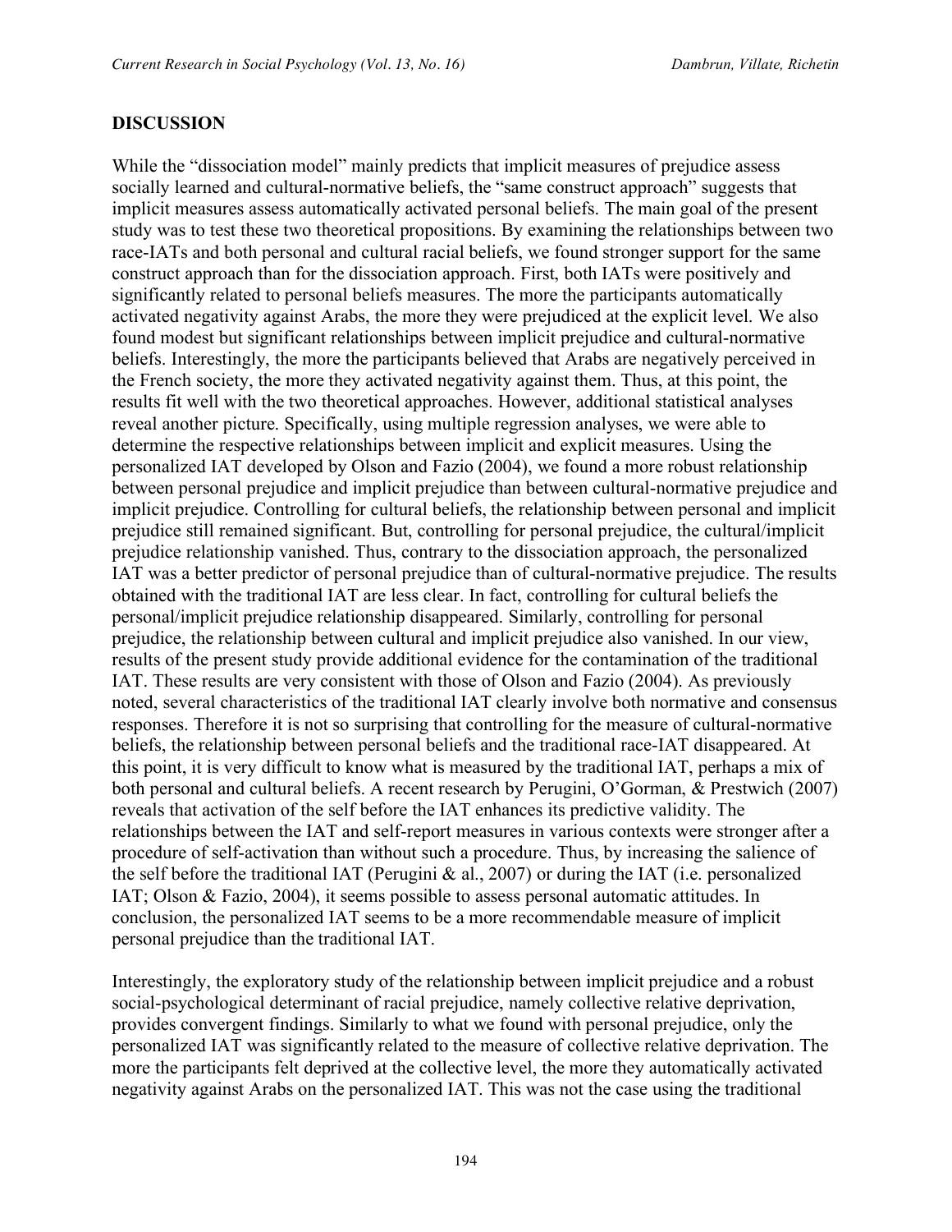## DISCUSSION

While the "dissociation model" mainly predicts that implicit measures of prejudice assess socially learned and cultural-normative beliefs, the "same construct approach" suggests that implicit measures assess automatically activated personal beliefs. The main goal of the present study was to test these two theoretical propositions. By examining the relationships between two race-IATs and both personal and cultural racial beliefs, we found stronger support for the same construct approach than for the dissociation approach. First, both IATs were positively and significantly related to personal beliefs measures. The more the participants automatically activated negativity against Arabs, the more they were prejudiced at the explicit level. We also found modest but significant relationships between implicit prejudice and cultural-normative beliefs. Interestingly, the more the participants believed that Arabs are negatively perceived in the French society, the more they activated negativity against them. Thus, at this point, the results fit well with the two theoretical approaches. However, additional statistical analyses reveal another picture. Specifically, using multiple regression analyses, we were able to determine the respective relationships between implicit and explicit measures. Using the personalized IAT developed by Olson and Fazio (2004), we found a more robust relationship between personal prejudice and implicit prejudice than between cultural-normative prejudice and implicit prejudice. Controlling for cultural beliefs, the relationship between personal and implicit prejudice still remained significant. But, controlling for personal prejudice, the cultural/implicit prejudice relationship vanished. Thus, contrary to the dissociation approach, the personalized IAT was a better predictor of personal prejudice than of cultural-normative prejudice. The results obtained with the traditional IAT are less clear. In fact, controlling for cultural beliefs the personal/implicit prejudice relationship disappeared. Similarly, controlling for personal prejudice, the relationship between cultural and implicit prejudice also vanished. In our view, results of the present study provide additional evidence for the contamination of the traditional IAT. These results are very consistent with those of Olson and Fazio (2004). As previously noted, several characteristics of the traditional IAT clearly involve both normative and consensus responses. Therefore it is not so surprising that controlling for the measure of cultural-normative beliefs, the relationship between personal beliefs and the traditional race-IAT disappeared. At this point, it is very difficult to know what is measured by the traditional IAT, perhaps a mix of both personal and cultural beliefs. A recent research by Perugini, O'Gorman, & Prestwich (2007) reveals that activation of the self before the IAT enhances its predictive validity. The relationships between the IAT and self-report measures in various contexts were stronger after a procedure of self-activation than without such a procedure. Thus, by increasing the salience of the self before the traditional IAT (Perugini & al., 2007) or during the IAT (i.e. personalized IAT; Olson & Fazio, 2004), it seems possible to assess personal automatic attitudes. In conclusion, the personalized IAT seems to be a more recommendable measure of implicit personal prejudice than the traditional IAT.

Interestingly, the exploratory study of the relationship between implicit prejudice and a robust social-psychological determinant of racial prejudice, namely collective relative deprivation, provides convergent findings. Similarly to what we found with personal prejudice, only the personalized IAT was significantly related to the measure of collective relative deprivation. The more the participants felt deprived at the collective level, the more they automatically activated negativity against Arabs on the personalized IAT. This was not the case using the traditional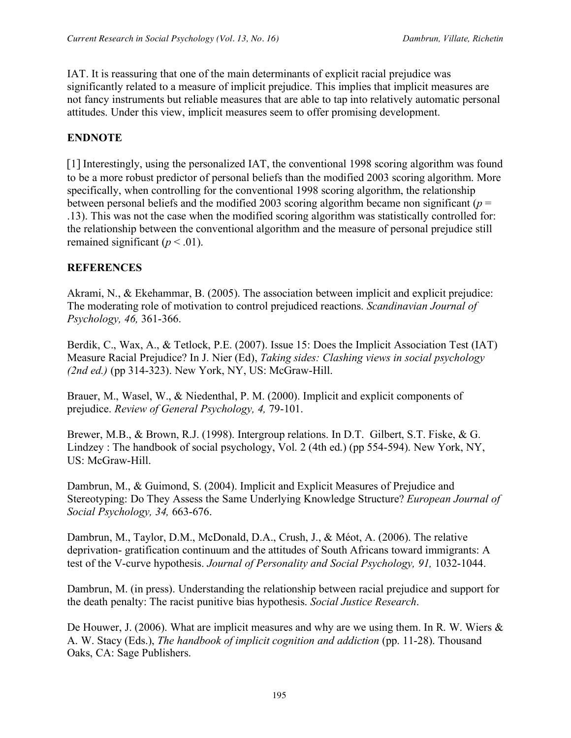IAT. It is reassuring that one of the main determinants of explicit racial prejudice was significantly related to a measure of implicit prejudice. This implies that implicit measures are not fancy instruments but reliable measures that are able to tap into relatively automatic personal attitudes. Under this view, implicit measures seem to offer promising development.

## ENDNOTE

[1] Interestingly, using the personalized IAT, the conventional 1998 scoring algorithm was found to be a more robust predictor of personal beliefs than the modified 2003 scoring algorithm. More specifically, when controlling for the conventional 1998 scoring algorithm, the relationship between personal beliefs and the modified 2003 scoring algorithm became non significant ($p$ = .13). This was not the case when the modified scoring algorithm was statistically controlled for: the relationship between the conventional algorithm and the measure of personal prejudice still remained significant ($p$ < .01).

## REFERENCES

Akrami, N., & Ekehammar, B. (2005). The association between implicit and explicit prejudice: The moderating role of motivation to control prejudiced reactions. *Scandinavian Journal of Psychology, 46,* 361-366.

Berdik, C., Wax, A., & Tetlock, P.E. (2007). Issue 15: Does the Implicit Association Test (IAT) Measure Racial Prejudice? In J. Nier (Ed), *Taking sides: Clashing views in social psychology (2nd ed.)* (pp 314-323). New York, NY, US: McGraw-Hill.

Brauer, M., Wasel, W., & Niedenthal, P. M. (2000). Implicit and explicit components of prejudice. *Review of General Psychology, 4,* 79-101.

Brewer, M.B., & Brown, R.J. (1998). Intergroup relations. In D.T. Gilbert, S.T. Fiske, & G. Lindzey : The handbook of social psychology, Vol. 2 (4th ed.) (pp 554-594). New York, NY, US: McGraw-Hill.

Dambrun, M., & Guimond, S. (2004). Implicit and Explicit Measures of Prejudice and Stereotyping: Do They Assess the Same Underlying Knowledge Structure? *European Journal of Social Psychology, 34,* 663-676.

Dambrun, M., Taylor, D.M., McDonald, D.A., Crush, J., & Méot, A. (2006). The relative deprivation- gratification continuum and the attitudes of South Africans toward immigrants: A test of the V-curve hypothesis. *Journal of Personality and Social Psychology, 91,* 1032-1044.

Dambrun, M. (in press). Understanding the relationship between racial prejudice and support for the death penalty: The racist punitive bias hypothesis. *Social Justice Research*.

De Houwer, J. (2006). What are implicit measures and why are we using them. In R. W. Wiers & A. W. Stacy (Eds.), *The handbook of implicit cognition and addiction* (pp. 11-28). Thousand Oaks, CA: Sage Publishers.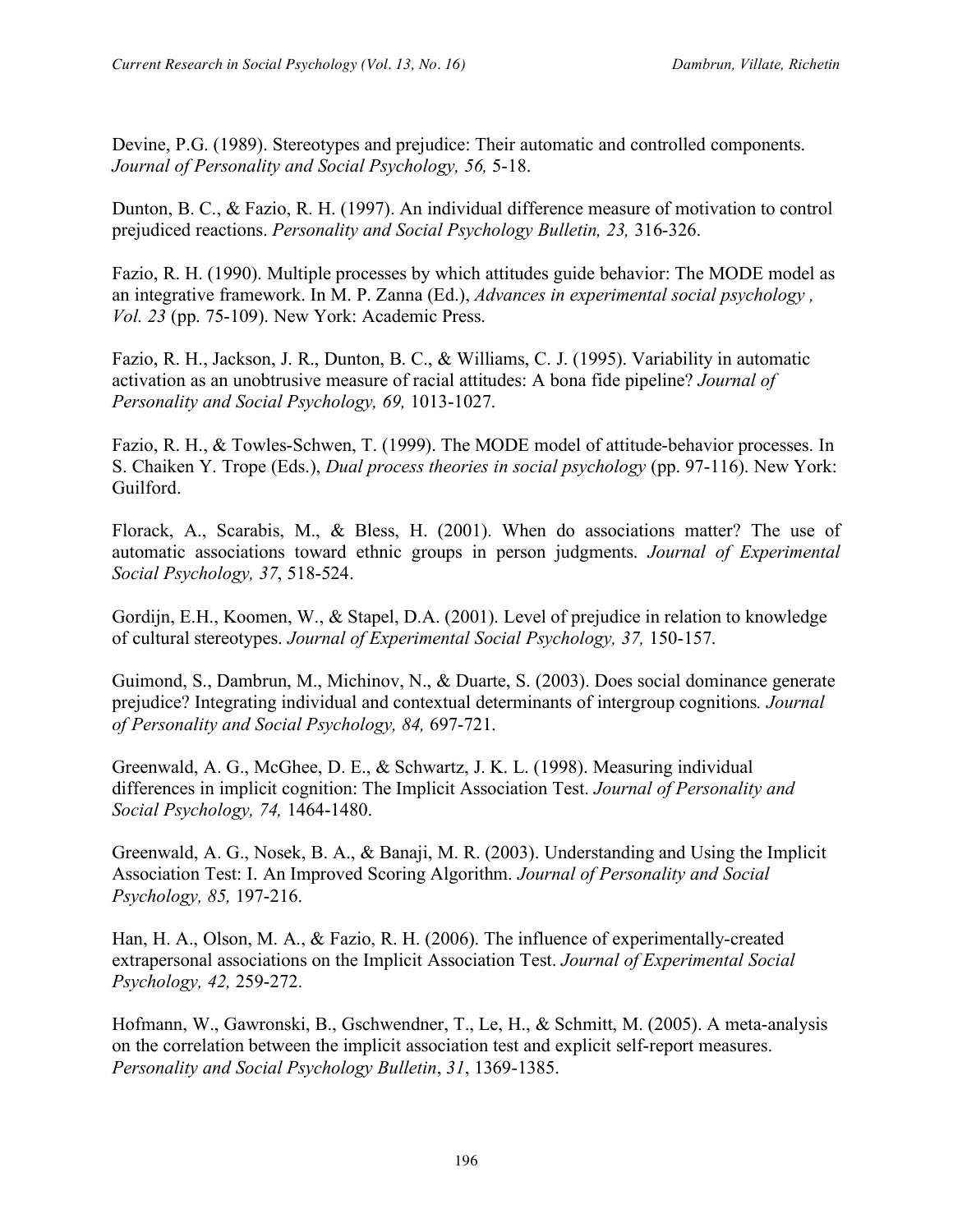Devine, P.G. (1989). Stereotypes and prejudice: Their automatic and controlled components. *Journal of Personality and Social Psychology, 56,* 5-18.

Dunton, B. C., & Fazio, R. H. (1997). An individual difference measure of motivation to control prejudiced reactions. *Personality and Social Psychology Bulletin, 23,* 316-326.

Fazio, R. H. (1990). Multiple processes by which attitudes guide behavior: The MODE model as an integrative framework. In M. P. Zanna (Ed.), *Advances in experimental social psychology , Vol. 23* (pp. 75-109). New York: Academic Press.

Fazio, R. H., Jackson, J. R., Dunton, B. C., & Williams, C. J. (1995). Variability in automatic activation as an unobtrusive measure of racial attitudes: A bona fide pipeline? *Journal of Personality and Social Psychology, 69,* 1013-1027.

Fazio, R. H., & Towles-Schwen, T. (1999). The MODE model of attitude-behavior processes. In S. Chaiken Y. Trope (Eds.), *Dual process theories in social psychology* (pp. 97-116). New York: Guilford.

Florack, A., Scarabis, M., & Bless, H. (2001). When do associations matter? The use of automatic associations toward ethnic groups in person judgments. *Journal of Experimental Social Psychology, 37*, 518-524.

Gordijn, E.H., Koomen, W., & Stapel, D.A. (2001). Level of prejudice in relation to knowledge of cultural stereotypes. *Journal of Experimental Social Psychology, 37,* 150-157.

Guimond, S., Dambrun, M., Michinov, N., & Duarte, S. (2003). Does social dominance generate prejudice? Integrating individual and contextual determinants of intergroup cognitions*. Journal of Personality and Social Psychology, 84,* 697-721.

Greenwald, A. G., McGhee, D. E., & Schwartz, J. K. L. (1998). Measuring individual differences in implicit cognition: The Implicit Association Test. *Journal of Personality and Social Psychology, 74,* 1464-1480.

Greenwald, A. G., Nosek, B. A., & Banaji, M. R. (2003). Understanding and Using the Implicit Association Test: I. An Improved Scoring Algorithm. *Journal of Personality and Social Psychology, 85,* 197-216.

Han, H. A., Olson, M. A., & Fazio, R. H. (2006). The influence of experimentally-created extrapersonal associations on the Implicit Association Test. *Journal of Experimental Social Psychology, 42,* 259-272.

Hofmann, W., Gawronski, B., Gschwendner, T., Le, H., & Schmitt, M. (2005). A meta-analysis on the correlation between the implicit association test and explicit self-report measures. *Personality and Social Psychology Bulletin*, *31*, 1369-1385.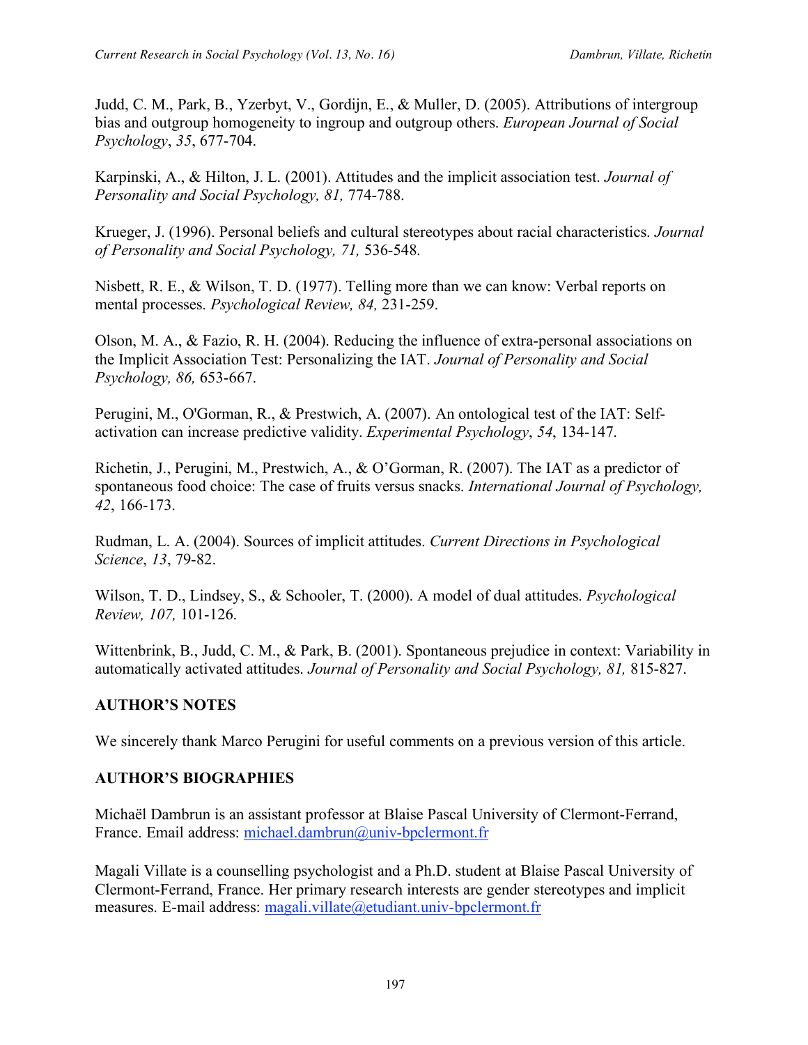Judd, C. M., Park, B., Yzerbyt, V., Gordijn, E., & Muller, D. (2005). Attributions of intergroup bias and outgroup homogeneity to ingroup and outgroup others. *European Journal of Social Psychology*, *35*, 677-704.

Karpinski, A., & Hilton, J. L. (2001). Attitudes and the implicit association test. *Journal of Personality and Social Psychology, 81,* 774-788.

Krueger, J. (1996). Personal beliefs and cultural stereotypes about racial characteristics. *Journal of Personality and Social Psychology, 71,* 536-548.

Nisbett, R. E., & Wilson, T. D. (1977). Telling more than we can know: Verbal reports on mental processes. *Psychological Review, 84,* 231-259.

Olson, M. A., & Fazio, R. H. (2004). Reducing the influence of extra-personal associations on the Implicit Association Test: Personalizing the IAT. *Journal of Personality and Social Psychology, 86,* 653-667.

Perugini, M., O'Gorman, R., & Prestwich, A. (2007). An ontological test of the IAT: Self-activation can increase predictive validity. *Experimental Psychology*, *54*, 134-147.

Richetin, J., Perugini, M., Prestwich, A., & O'Gorman, R. (2007). The IAT as a predictor of spontaneous food choice: The case of fruits versus snacks. *International Journal of Psychology, 42*, 166-173.

Rudman, L. A. (2004). Sources of implicit attitudes. *Current Directions in Psychological Science*, *13*, 79-82.

Wilson, T. D., Lindsey, S., & Schooler, T. (2000). A model of dual attitudes. *Psychological Review, 107,* 101-126.

Wittenbrink, B., Judd, C. M., & Park, B. (2001). Spontaneous prejudice in context: Variability in automatically activated attitudes. *Journal of Personality and Social Psychology, 81,* 815-827.

## AUTHOR'S NOTES

We sincerely thank Marco Perugini for useful comments on a previous version of this article.

## AUTHOR'S BIOGRAPHIES

Michaël Dambrun is an assistant professor at Blaise Pascal University of Clermont-Ferrand, France. Email address: michael.dambrun@univ-bpclermont.fr

Magali Villate is a counselling psychologist and a Ph.D. student at Blaise Pascal University of Clermont-Ferrand, France. Her primary research interests are gender stereotypes and implicit measures. E-mail address: magali.villate@etudiant.univ-bpclermont.fr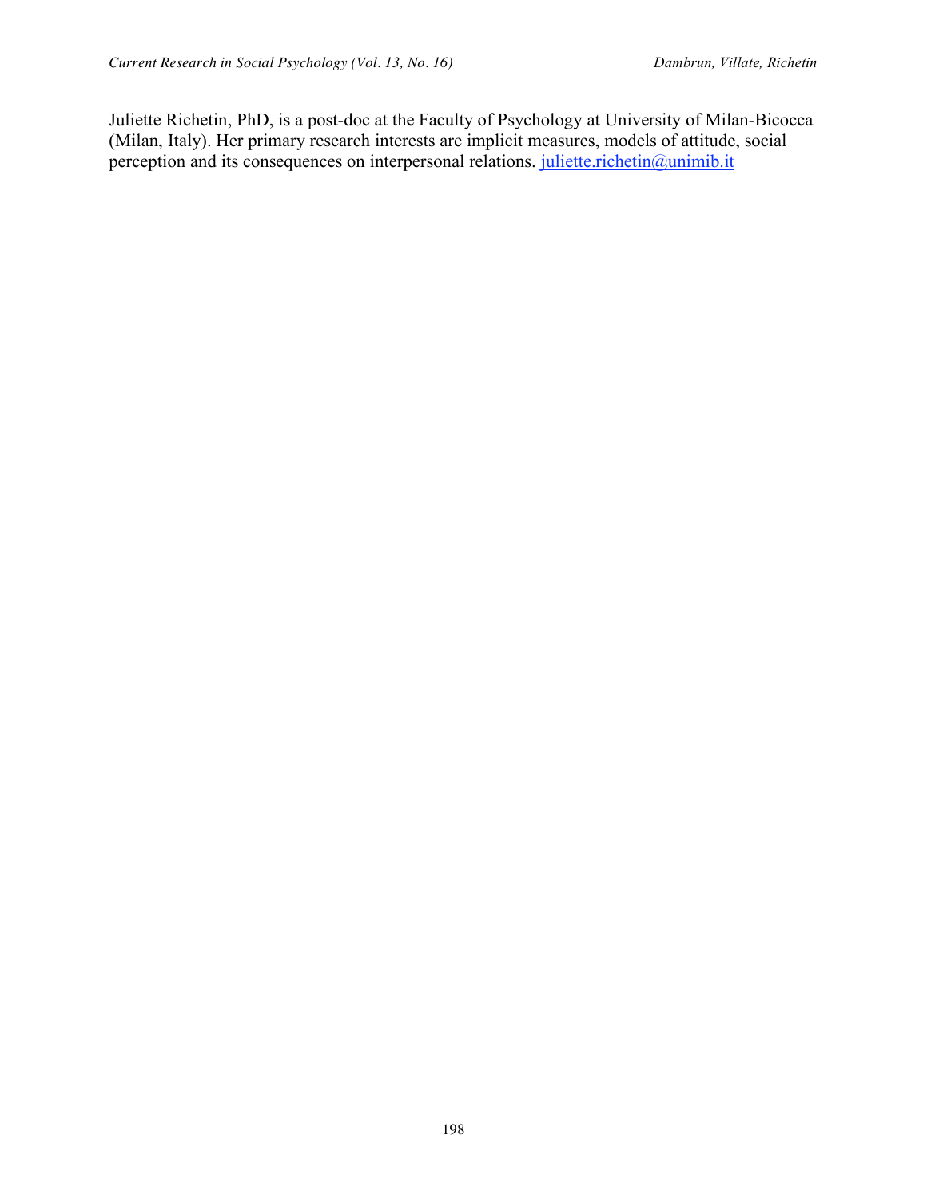Juliette Richetin, PhD, is a post-doc at the Faculty of Psychology at University of Milan-Bicocca (Milan, Italy). Her primary research interests are implicit measures, models of attitude, social perception and its consequences on interpersonal relations. juliette.richetin@unimib.it